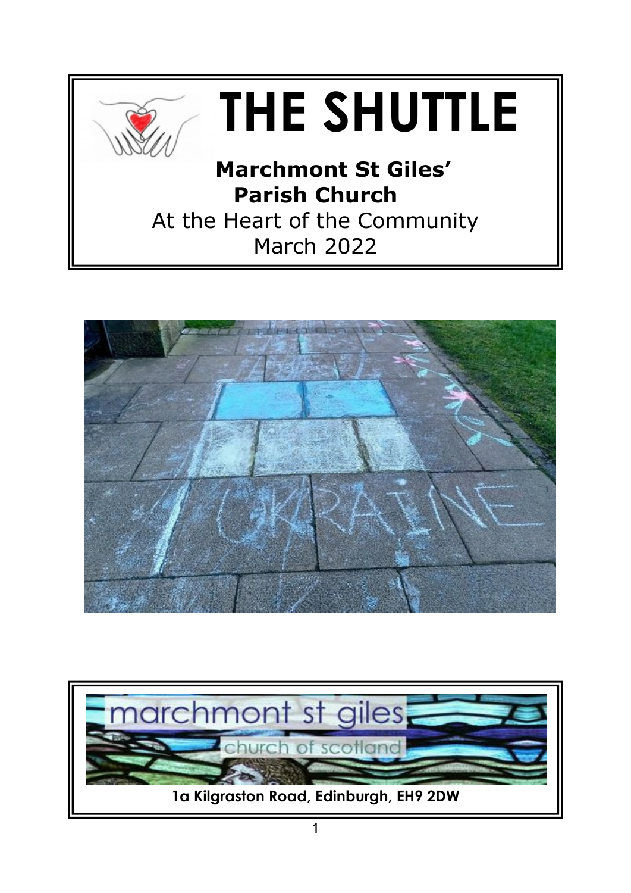# THE SHUTTLE

**Marchmont St Giles' Parish Church**

At the Heart of the Community

March 2022

**1a Kilgraston Road, Edinburgh, EH9 2DW**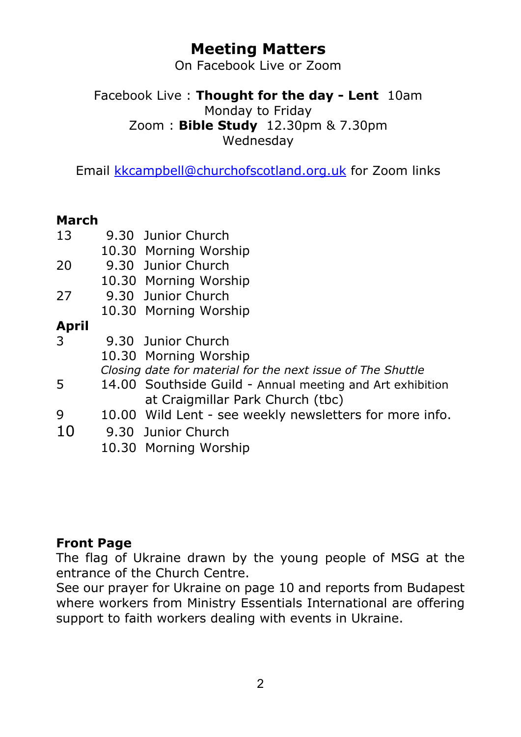# Meeting Matters

On Facebook Live or Zoom

Facebook Live : **Thought for the day - Lent** 10am
Monday to Friday
Zoom : **Bible Study** 12.30pm & 7.30pm
Wednesday

Email kkcampbell@churchofscotland.org.uk for Zoom links

**March**

| | | |
|---|---|---|
| 13 | 9.30 | Junior Church |
| | 10.30 | Morning Worship |
| 20 | 9.30 | Junior Church |
| | 10.30 | Morning Worship |
| 27 | 9.30 | Junior Church |
| | 10.30 | Morning Worship |

**April**

| | | |
|---|---|---|
| 3 | 9.30 | Junior Church |
| | 10.30 | Morning Worship |
| | | *Closing date for material for the next issue of The Shuttle* |
| 5 | 14.00 | Southside Guild - Annual meeting and Art exhibition at Craigmillar Park Church (tbc) |
| 9 | 10.00 | Wild Lent - see weekly newsletters for more info. |
| 10 | 9.30 | Junior Church |
| | 10.30 | Morning Worship |

**Front Page**

The flag of Ukraine drawn by the young people of MSG at the entrance of the Church Centre.
See our prayer for Ukraine on page 10 and reports from Budapest where workers from Ministry Essentials International are offering support to faith workers dealing with events in Ukraine.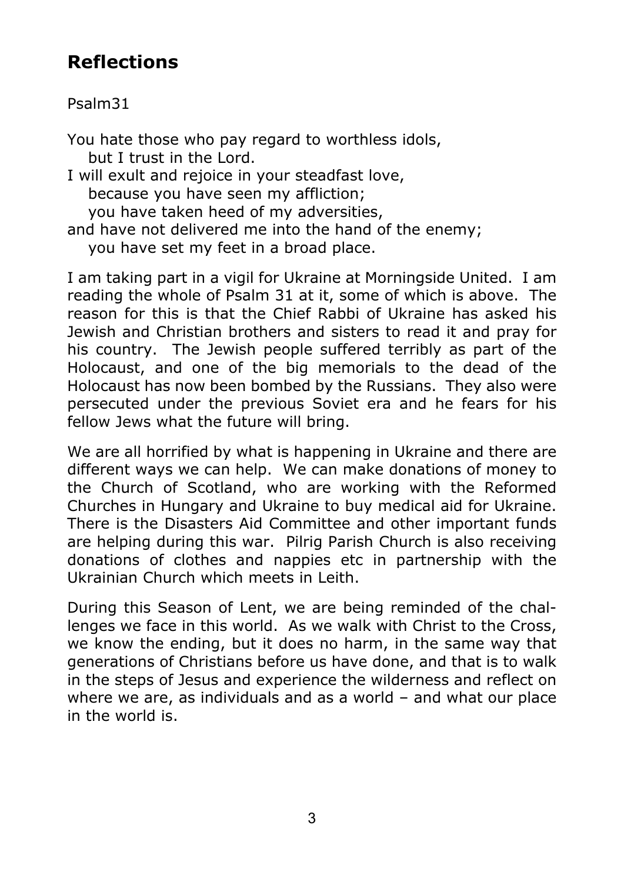## Reflections

Psalm31

You hate those who pay regard to worthless idols,
  but I trust in the Lord.
I will exult and rejoice in your steadfast love,
  because you have seen my affliction;
  you have taken heed of my adversities,
and have not delivered me into the hand of the enemy;
  you have set my feet in a broad place.

I am taking part in a vigil for Ukraine at Morningside United. I am reading the whole of Psalm 31 at it, some of which is above. The reason for this is that the Chief Rabbi of Ukraine has asked his Jewish and Christian brothers and sisters to read it and pray for his country. The Jewish people suffered terribly as part of the Holocaust, and one of the big memorials to the dead of the Holocaust has now been bombed by the Russians. They also were persecuted under the previous Soviet era and he fears for his fellow Jews what the future will bring.

We are all horrified by what is happening in Ukraine and there are different ways we can help. We can make donations of money to the Church of Scotland, who are working with the Reformed Churches in Hungary and Ukraine to buy medical aid for Ukraine. There is the Disasters Aid Committee and other important funds are helping during this war. Pilrig Parish Church is also receiving donations of clothes and nappies etc in partnership with the Ukrainian Church which meets in Leith.

During this Season of Lent, we are being reminded of the challenges we face in this world. As we walk with Christ to the Cross, we know the ending, but it does no harm, in the same way that generations of Christians before us have done, and that is to walk in the steps of Jesus and experience the wilderness and reflect on where we are, as individuals and as a world – and what our place in the world is.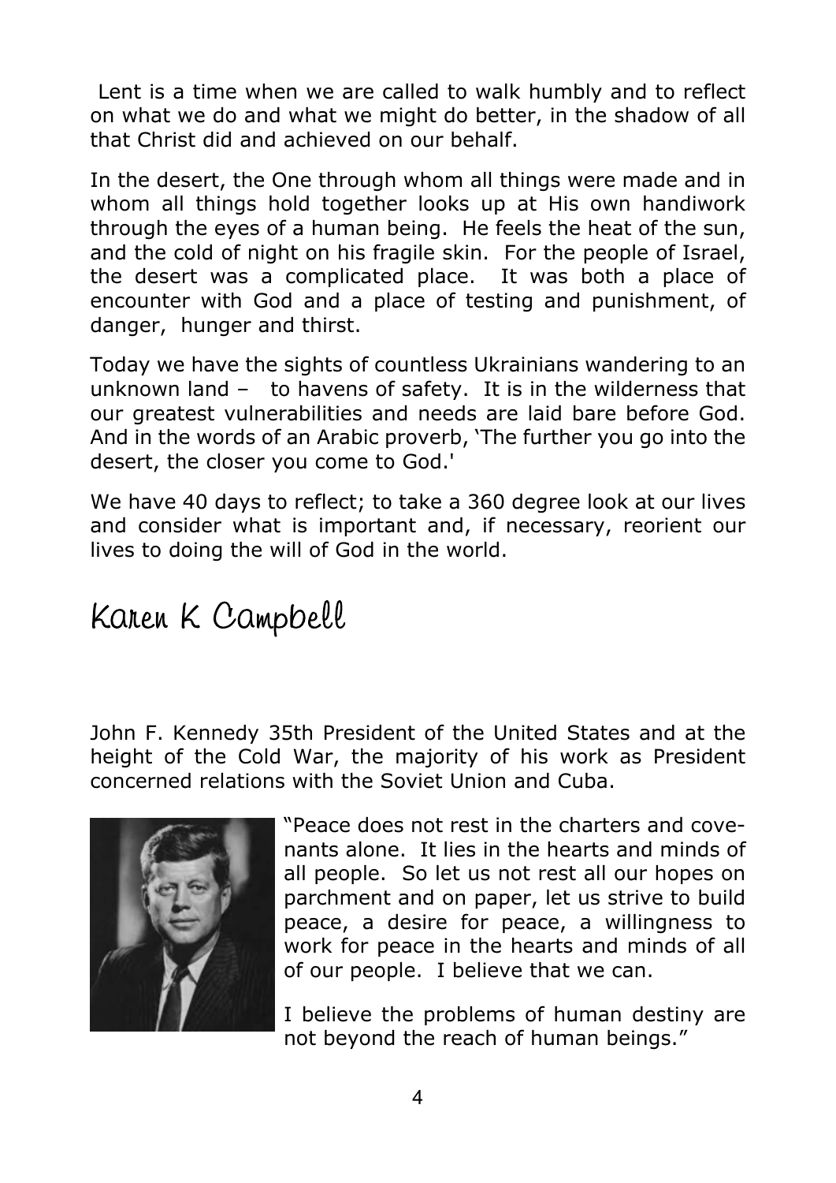Lent is a time when we are called to walk humbly and to reflect on what we do and what we might do better, in the shadow of all that Christ did and achieved on our behalf.

In the desert, the One through whom all things were made and in whom all things hold together looks up at His own handiwork through the eyes of a human being. He feels the heat of the sun, and the cold of night on his fragile skin. For the people of Israel, the desert was a complicated place. It was both a place of encounter with God and a place of testing and punishment, of danger, hunger and thirst.

Today we have the sights of countless Ukrainians wandering to an unknown land – to havens of safety. It is in the wilderness that our greatest vulnerabilities and needs are laid bare before God. And in the words of an Arabic proverb, 'The further you go into the desert, the closer you come to God.'

We have 40 days to reflect; to take a 360 degree look at our lives and consider what is important and, if necessary, reorient our lives to doing the will of God in the world.

Karen K Campbell

John F. Kennedy 35th President of the United States and at the height of the Cold War, the majority of his work as President concerned relations with the Soviet Union and Cuba.

"Peace does not rest in the charters and covenants alone. It lies in the hearts and minds of all people. So let us not rest all our hopes on parchment and on paper, let us strive to build peace, a desire for peace, a willingness to work for peace in the hearts and minds of all of our people. I believe that we can.

I believe the problems of human destiny are not beyond the reach of human beings."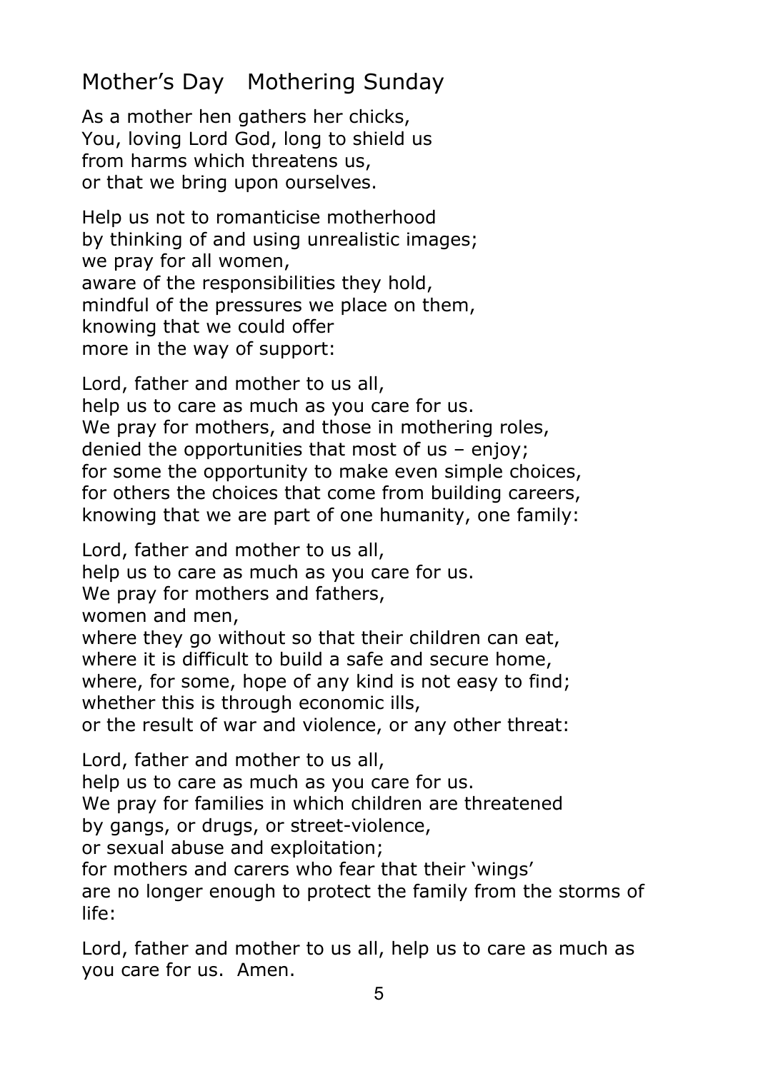## Mother's Day   Mothering Sunday

As a mother hen gathers her chicks,
You, loving Lord God, long to shield us
from harms which threatens us,
or that we bring upon ourselves.

Help us not to romanticise motherhood
by thinking of and using unrealistic images;
we pray for all women,
aware of the responsibilities they hold,
mindful of the pressures we place on them,
knowing that we could offer
more in the way of support:

Lord, father and mother to us all,
help us to care as much as you care for us.
We pray for mothers, and those in mothering roles,
denied the opportunities that most of us – enjoy;
for some the opportunity to make even simple choices,
for others the choices that come from building careers,
knowing that we are part of one humanity, one family:

Lord, father and mother to us all,
help us to care as much as you care for us.
We pray for mothers and fathers,
women and men,
where they go without so that their children can eat,
where it is difficult to build a safe and secure home,
where, for some, hope of any kind is not easy to find;
whether this is through economic ills,
or the result of war and violence, or any other threat:

Lord, father and mother to us all,
help us to care as much as you care for us.
We pray for families in which children are threatened
by gangs, or drugs, or street-violence,
or sexual abuse and exploitation;
for mothers and carers who fear that their 'wings'
are no longer enough to protect the family from the storms of life:

Lord, father and mother to us all, help us to care as much as you care for us. Amen.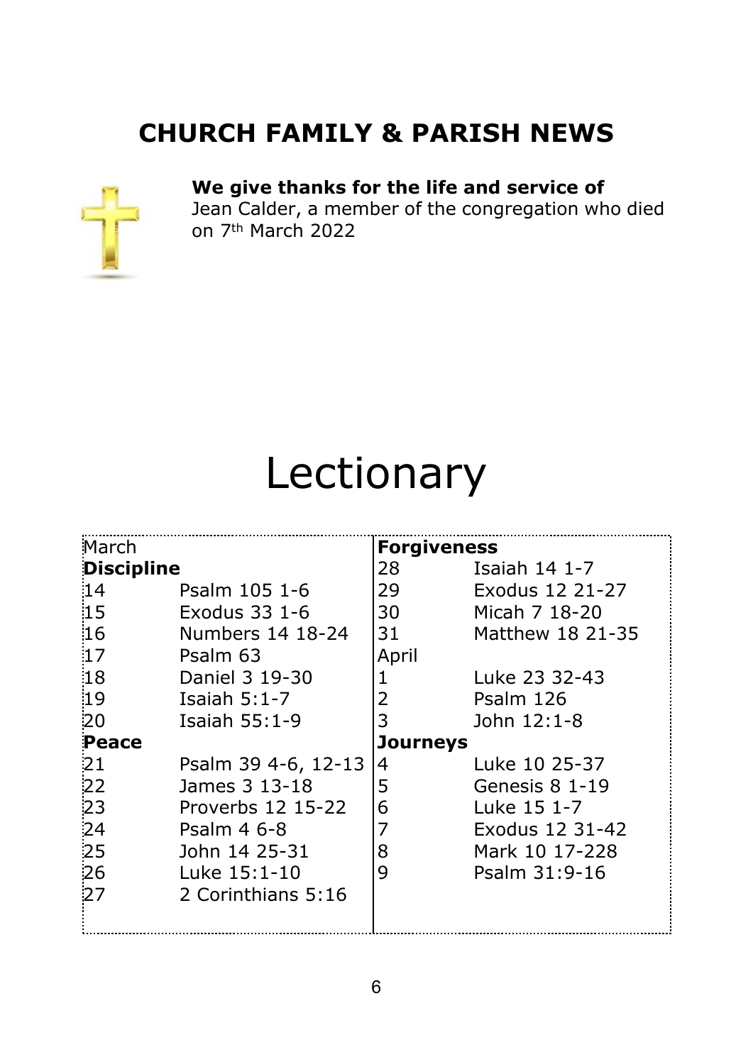## CHURCH FAMILY & PARISH NEWS

**We give thanks for the life and service of**
Jean Calder, a member of the congregation who died on 7th March 2022

# Lectionary

| | | | |
|---|---|---|---|
| March | | **Forgiveness** | |
| **Discipline** | | 28 | Isaiah 14 1-7 |
| 14 | Psalm 105 1-6 | 29 | Exodus 12 21-27 |
| 15 | Exodus 33 1-6 | 30 | Micah 7 18-20 |
| 16 | Numbers 14 18-24 | 31 | Matthew 18 21-35 |
| 17 | Psalm 63 | April | |
| 18 | Daniel 3 19-30 | 1 | Luke 23 32-43 |
| 19 | Isaiah 5:1-7 | 2 | Psalm 126 |
| 20 | Isaiah 55:1-9 | 3 | John 12:1-8 |
| **Peace** | | **Journeys** | |
| 21 | Psalm 39 4-6, 12-13 | 4 | Luke 10 25-37 |
| 22 | James 3 13-18 | 5 | Genesis 8 1-19 |
| 23 | Proverbs 12 15-22 | 6 | Luke 15 1-7 |
| 24 | Psalm 4 6-8 | 7 | Exodus 12 31-42 |
| 25 | John 14 25-31 | 8 | Mark 10 17-228 |
| 26 | Luke 15:1-10 | 9 | Psalm 31:9-16 |
| 27 | 2 Corinthians 5:16 | | |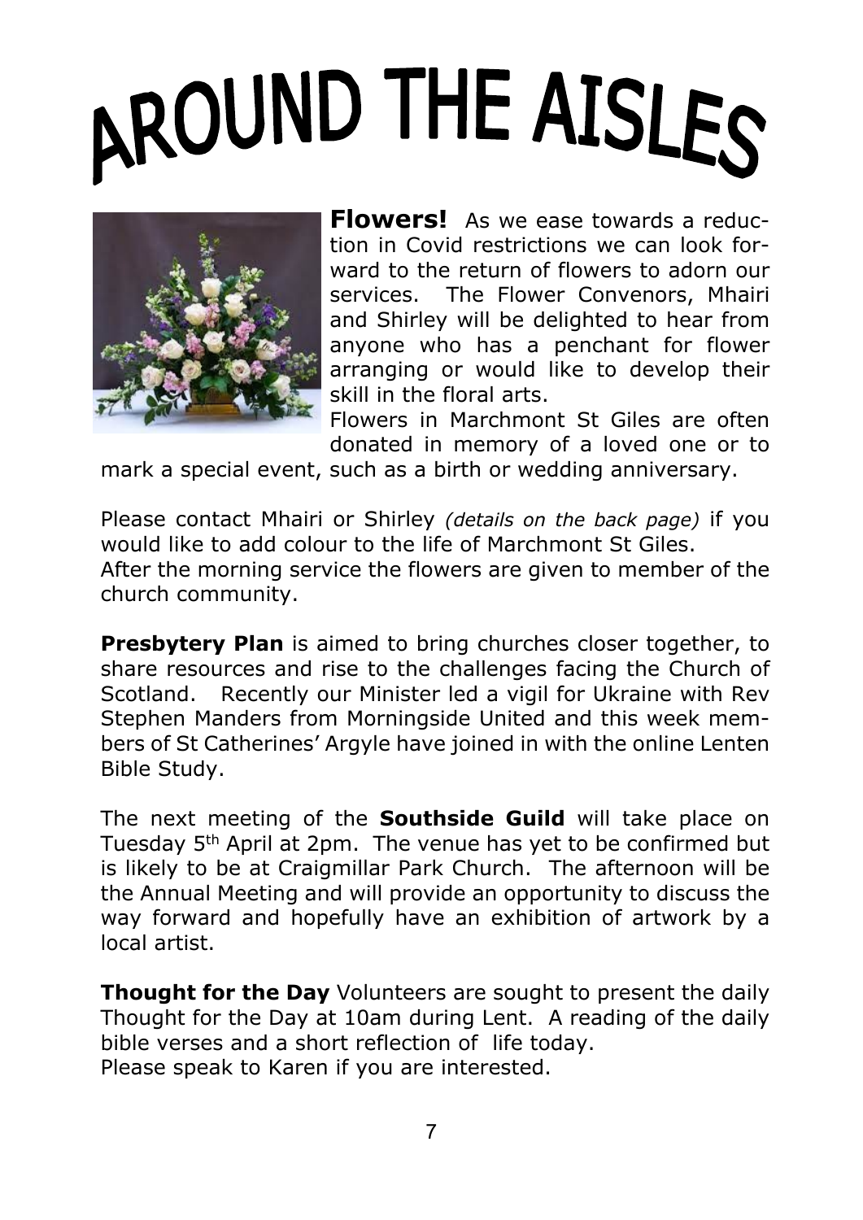# AROUND THE AISLES

**Flowers!** As we ease towards a reduction in Covid restrictions we can look forward to the return of flowers to adorn our services. The Flower Convenors, Mhairi and Shirley will be delighted to hear from anyone who has a penchant for flower arranging or would like to develop their skill in the floral arts.

Flowers in Marchmont St Giles are often donated in memory of a loved one or to mark a special event, such as a birth or wedding anniversary.

Please contact Mhairi or Shirley *(details on the back page)* if you would like to add colour to the life of Marchmont St Giles.
After the morning service the flowers are given to member of the church community.

**Presbytery Plan** is aimed to bring churches closer together, to share resources and rise to the challenges facing the Church of Scotland. Recently our Minister led a vigil for Ukraine with Rev Stephen Manders from Morningside United and this week members of St Catherines' Argyle have joined in with the online Lenten Bible Study.

The next meeting of the **Southside Guild** will take place on Tuesday 5th April at 2pm. The venue has yet to be confirmed but is likely to be at Craigmillar Park Church. The afternoon will be the Annual Meeting and will provide an opportunity to discuss the way forward and hopefully have an exhibition of artwork by a local artist.

**Thought for the Day** Volunteers are sought to present the daily Thought for the Day at 10am during Lent. A reading of the daily bible verses and a short reflection of life today.
Please speak to Karen if you are interested.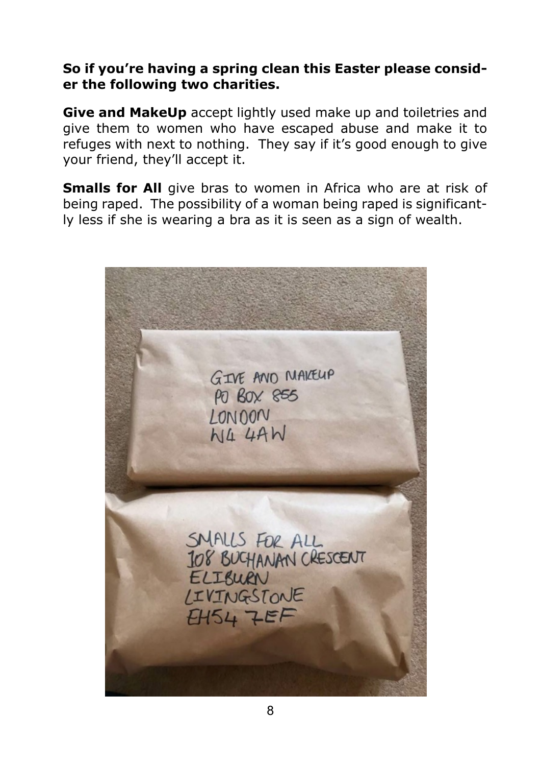**So if you're having a spring clean this Easter please consider the following two charities.**

**Give and MakeUp** accept lightly used make up and toiletries and give them to women who have escaped abuse and make it to refuges with next to nothing. They say if it's good enough to give your friend, they'll accept it.

**Smalls for All** give bras to women in Africa who are at risk of being raped. The possibility of a woman being raped is significantly less if she is wearing a bra as it is seen as a sign of wealth.

GIVE AND MAKEUP
PO BOX 855
LONDON
W4 4AW

SMALLS FOR ALL
108 BUCHANAN CRESCENT
ELIBURN
LIVINGSTONE
EH54 7EF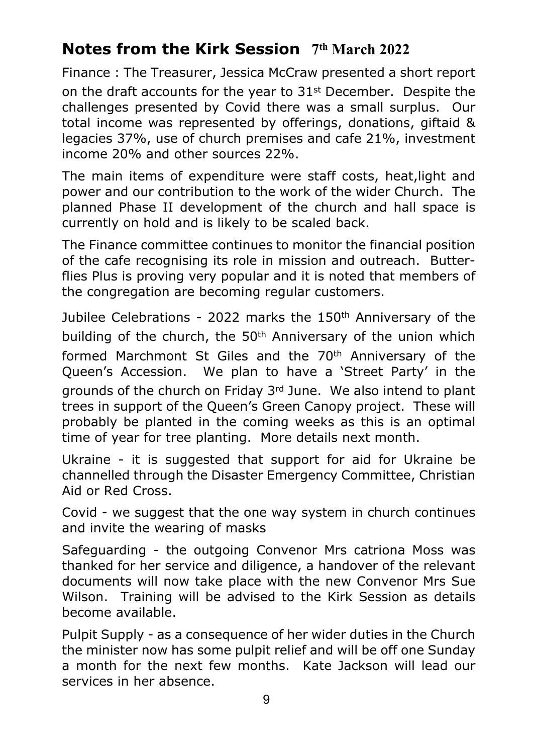## Notes from the Kirk Session 7th March 2022

Finance : The Treasurer, Jessica McCraw presented a short report on the draft accounts for the year to 31st December. Despite the challenges presented by Covid there was a small surplus. Our total income was represented by offerings, donations, giftaid & legacies 37%, use of church premises and cafe 21%, investment income 20% and other sources 22%.

The main items of expenditure were staff costs, heat,light and power and our contribution to the work of the wider Church. The planned Phase II development of the church and hall space is currently on hold and is likely to be scaled back.

The Finance committee continues to monitor the financial position of the cafe recognising its role in mission and outreach. Butterflies Plus is proving very popular and it is noted that members of the congregation are becoming regular customers.

Jubilee Celebrations - 2022 marks the 150th Anniversary of the building of the church, the 50th Anniversary of the union which formed Marchmont St Giles and the 70th Anniversary of the Queen's Accession. We plan to have a 'Street Party' in the grounds of the church on Friday 3rd June. We also intend to plant trees in support of the Queen's Green Canopy project. These will probably be planted in the coming weeks as this is an optimal time of year for tree planting. More details next month.

Ukraine - it is suggested that support for aid for Ukraine be channelled through the Disaster Emergency Committee, Christian Aid or Red Cross.

Covid - we suggest that the one way system in church continues and invite the wearing of masks

Safeguarding - the outgoing Convenor Mrs catriona Moss was thanked for her service and diligence, a handover of the relevant documents will now take place with the new Convenor Mrs Sue Wilson. Training will be advised to the Kirk Session as details become available.

Pulpit Supply - as a consequence of her wider duties in the Church the minister now has some pulpit relief and will be off one Sunday a month for the next few months. Kate Jackson will lead our services in her absence.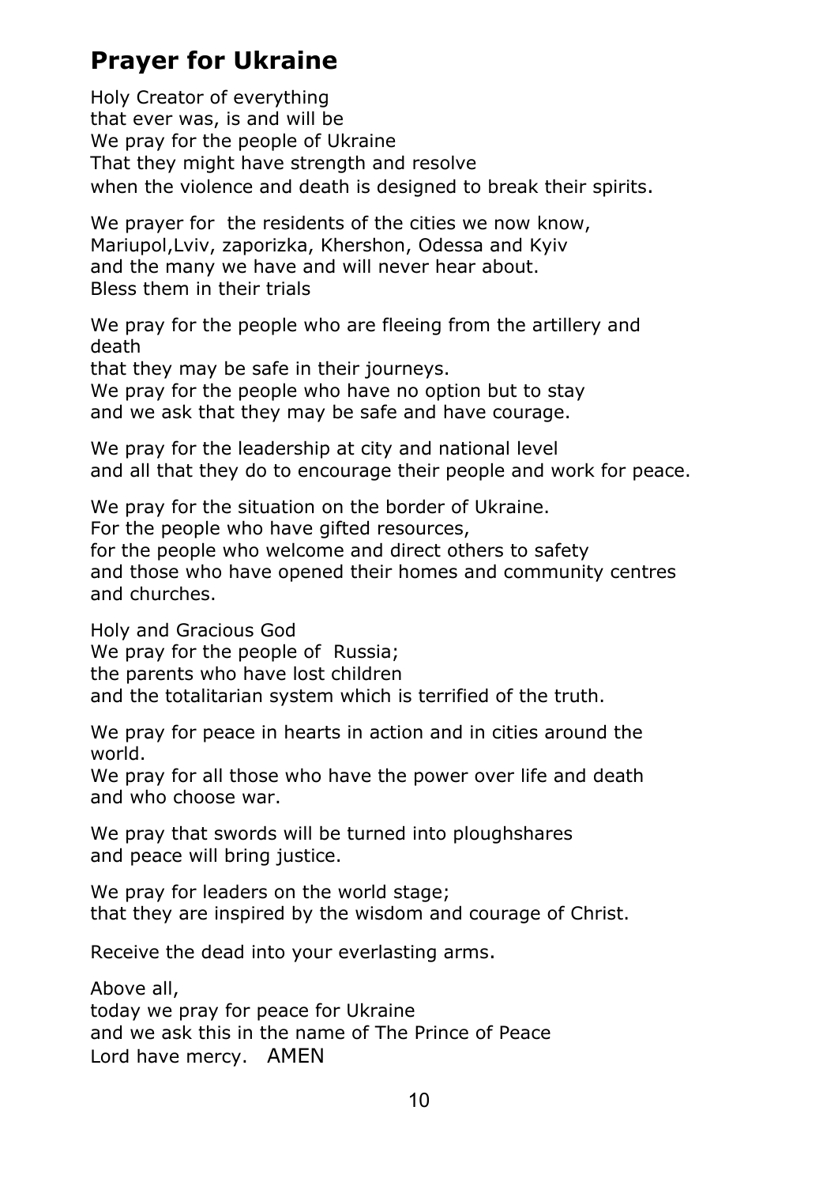## Prayer for Ukraine

Holy Creator of everything
that ever was, is and will be
We pray for the people of Ukraine
That they might have strength and resolve
when the violence and death is designed to break their spirits.

We prayer for the residents of the cities we now know,
Mariupol,Lviv, zaporizka, Khershon, Odessa and Kyiv
and the many we have and will never hear about.
Bless them in their trials

We pray for the people who are fleeing from the artillery and death
that they may be safe in their journeys.
We pray for the people who have no option but to stay
and we ask that they may be safe and have courage.

We pray for the leadership at city and national level
and all that they do to encourage their people and work for peace.

We pray for the situation on the border of Ukraine.
For the people who have gifted resources,
for the people who welcome and direct others to safety
and those who have opened their homes and community centres and churches.

Holy and Gracious God
We pray for the people of Russia;
the parents who have lost children
and the totalitarian system which is terrified of the truth.

We pray for peace in hearts in action and in cities around the world.
We pray for all those who have the power over life and death
and who choose war.

We pray that swords will be turned into ploughshares
and peace will bring justice.

We pray for leaders on the world stage;
that they are inspired by the wisdom and courage of Christ.

Receive the dead into your everlasting arms.

Above all,
today we pray for peace for Ukraine
and we ask this in the name of The Prince of Peace
Lord have mercy. AMEN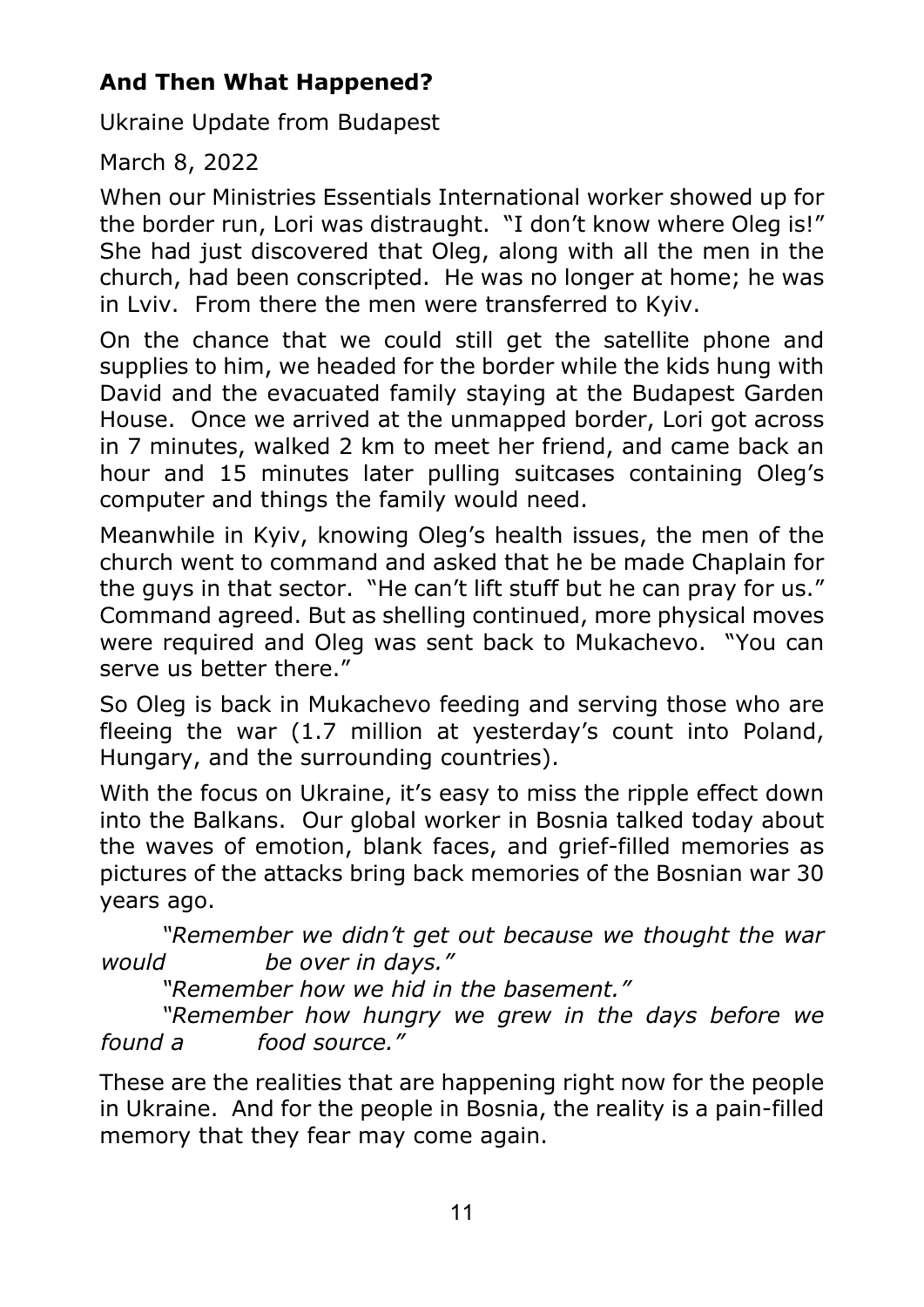**And Then What Happened?**

Ukraine Update from Budapest

March 8, 2022

When our Ministries Essentials International worker showed up for the border run, Lori was distraught. "I don't know where Oleg is!" She had just discovered that Oleg, along with all the men in the church, had been conscripted. He was no longer at home; he was in Lviv. From there the men were transferred to Kyiv.

On the chance that we could still get the satellite phone and supplies to him, we headed for the border while the kids hung with David and the evacuated family staying at the Budapest Garden House. Once we arrived at the unmapped border, Lori got across in 7 minutes, walked 2 km to meet her friend, and came back an hour and 15 minutes later pulling suitcases containing Oleg's computer and things the family would need.

Meanwhile in Kyiv, knowing Oleg's health issues, the men of the church went to command and asked that he be made Chaplain for the guys in that sector. "He can't lift stuff but he can pray for us." Command agreed. But as shelling continued, more physical moves were required and Oleg was sent back to Mukachevo. "You can serve us better there."

So Oleg is back in Mukachevo feeding and serving those who are fleeing the war (1.7 million at yesterday's count into Poland, Hungary, and the surrounding countries).

With the focus on Ukraine, it's easy to miss the ripple effect down into the Balkans. Our global worker in Bosnia talked today about the waves of emotion, blank faces, and grief-filled memories as pictures of the attacks bring back memories of the Bosnian war 30 years ago.

*"Remember we didn't get out because we thought the war would be over in days."*

*"Remember how we hid in the basement."*

*"Remember how hungry we grew in the days before we found a food source."*

These are the realities that are happening right now for the people in Ukraine. And for the people in Bosnia, the reality is a pain-filled memory that they fear may come again.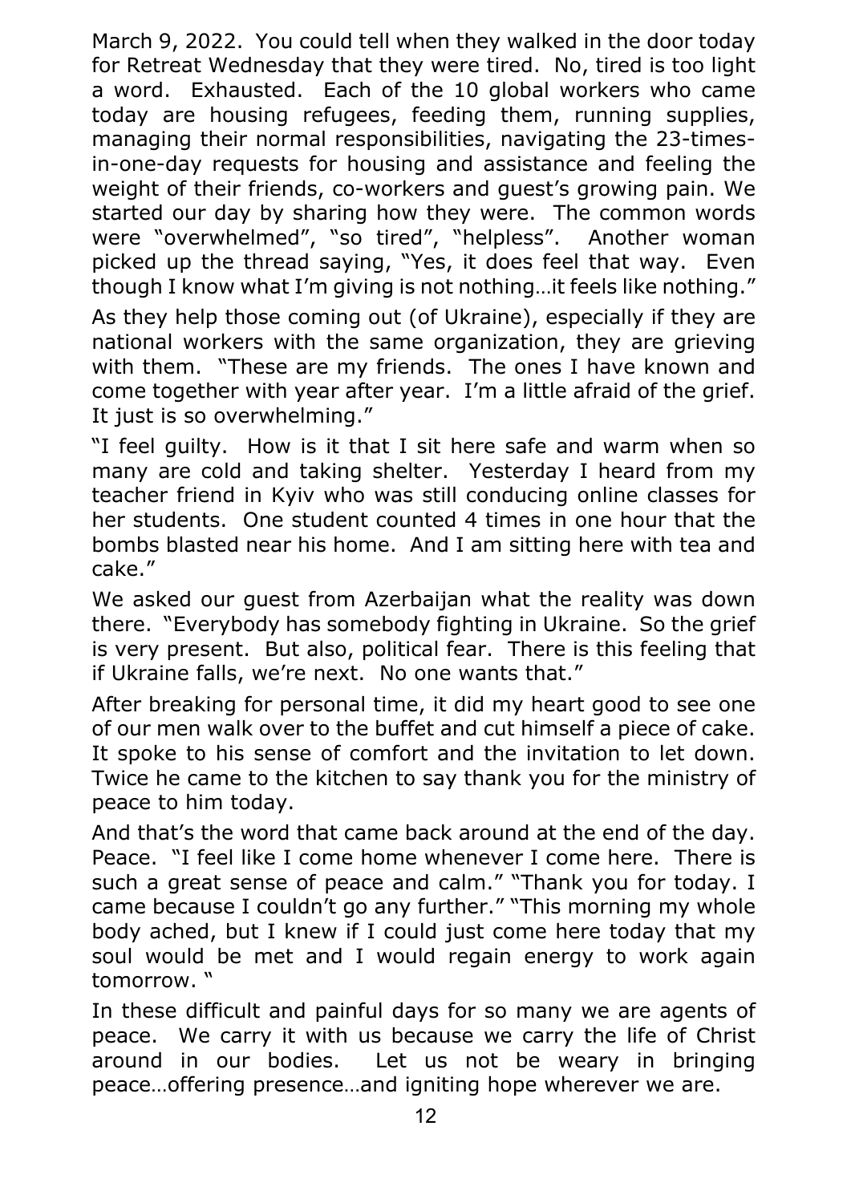March 9, 2022. You could tell when they walked in the door today for Retreat Wednesday that they were tired. No, tired is too light a word. Exhausted. Each of the 10 global workers who came today are housing refugees, feeding them, running supplies, managing their normal responsibilities, navigating the 23-times-in-one-day requests for housing and assistance and feeling the weight of their friends, co-workers and guest's growing pain. We started our day by sharing how they were. The common words were "overwhelmed", "so tired", "helpless". Another woman picked up the thread saying, "Yes, it does feel that way. Even though I know what I'm giving is not nothing…it feels like nothing."

As they help those coming out (of Ukraine), especially if they are national workers with the same organization, they are grieving with them. "These are my friends. The ones I have known and come together with year after year. I'm a little afraid of the grief. It just is so overwhelming."

"I feel guilty. How is it that I sit here safe and warm when so many are cold and taking shelter. Yesterday I heard from my teacher friend in Kyiv who was still conducing online classes for her students. One student counted 4 times in one hour that the bombs blasted near his home. And I am sitting here with tea and cake."

We asked our guest from Azerbaijan what the reality was down there. "Everybody has somebody fighting in Ukraine. So the grief is very present. But also, political fear. There is this feeling that if Ukraine falls, we're next. No one wants that."

After breaking for personal time, it did my heart good to see one of our men walk over to the buffet and cut himself a piece of cake. It spoke to his sense of comfort and the invitation to let down. Twice he came to the kitchen to say thank you for the ministry of peace to him today.

And that's the word that came back around at the end of the day. Peace. "I feel like I come home whenever I come here. There is such a great sense of peace and calm." "Thank you for today. I came because I couldn't go any further." "This morning my whole body ached, but I knew if I could just come here today that my soul would be met and I would regain energy to work again tomorrow. "

In these difficult and painful days for so many we are agents of peace. We carry it with us because we carry the life of Christ around in our bodies. Let us not be weary in bringing peace…offering presence…and igniting hope wherever we are.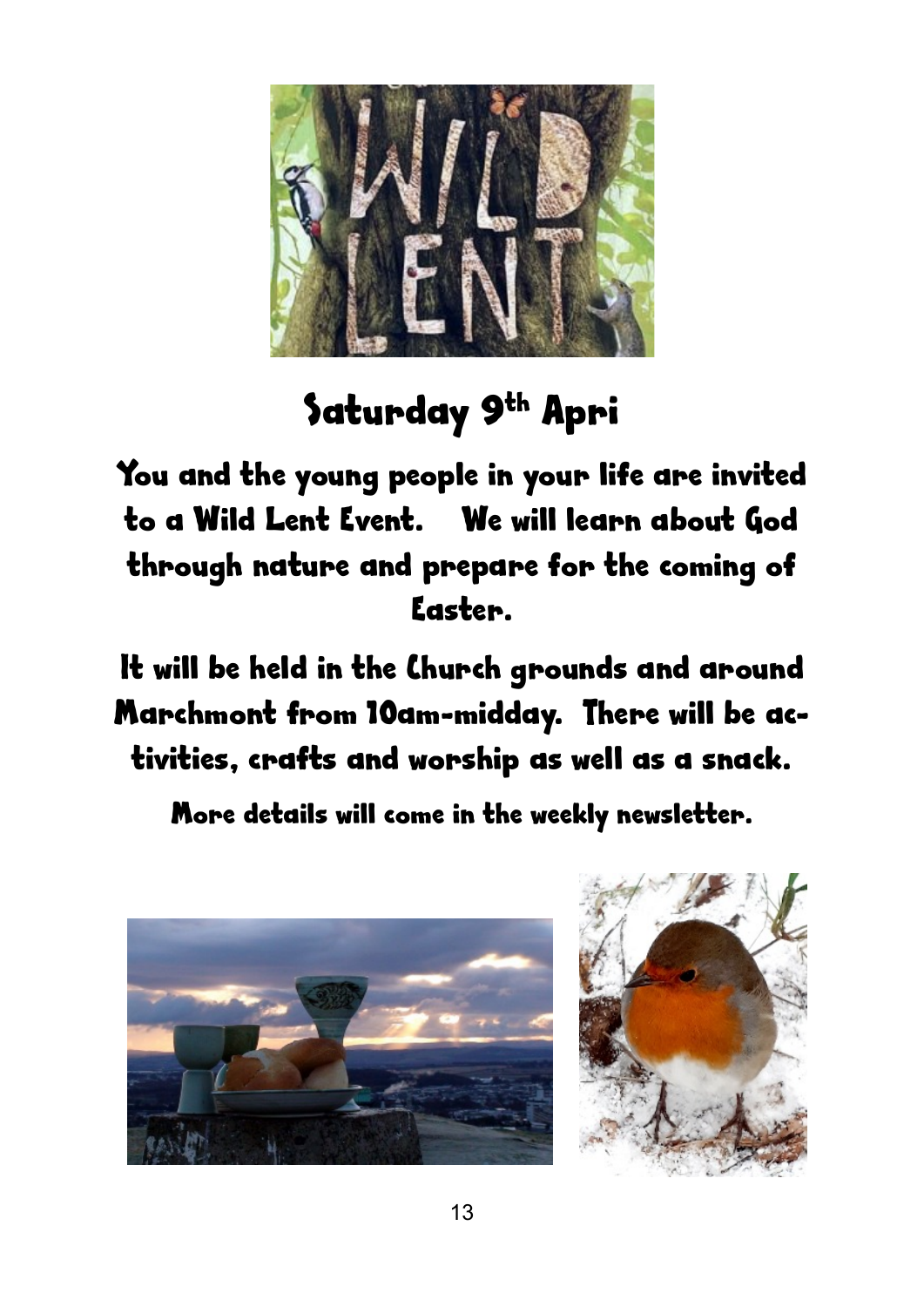# Saturday 9th Apri

You and the young people in your life are invited to a Wild Lent Event. We will learn about God through nature and prepare for the coming of Easter.

It will be held in the Church grounds and around Marchmont from 10am-midday. There will be activities, crafts and worship as well as a snack.

More details will come in the weekly newsletter.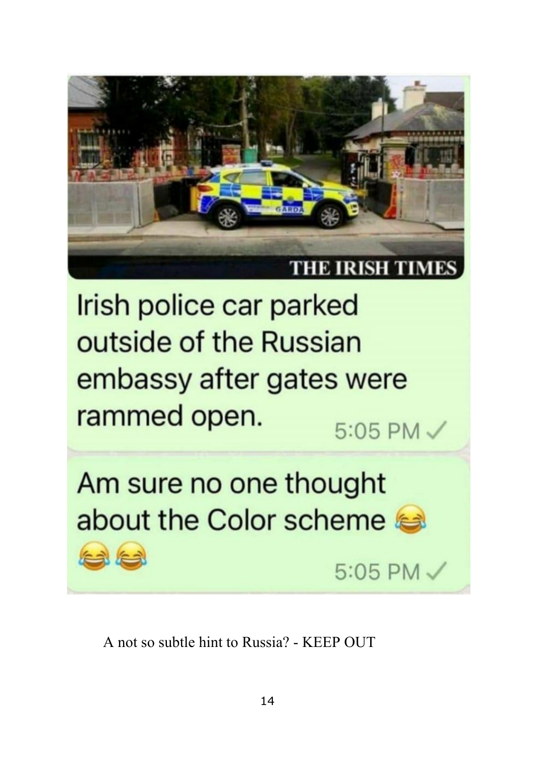THE IRISH TIMES

Irish police car parked outside of the Russian embassy after gates were rammed open. 5:05 PM ✓

Am sure no one thought about the Color scheme 😂😂😂 5:05 PM ✓

A not so subtle hint to Russia? - KEEP OUT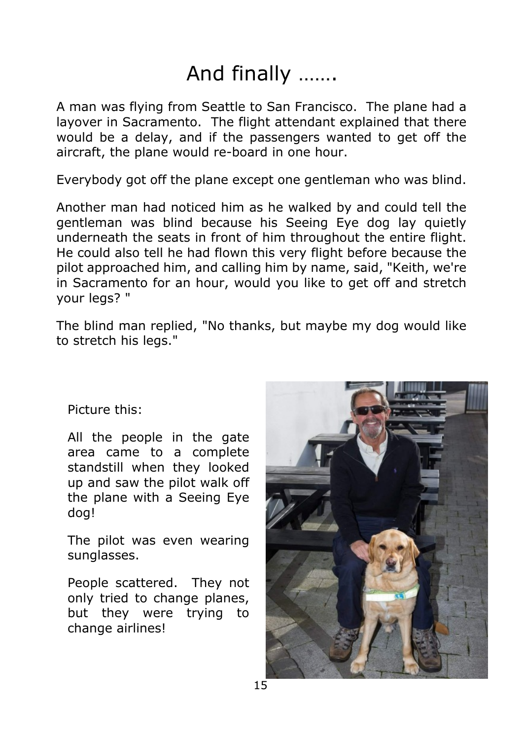# And finally …….

A man was flying from Seattle to San Francisco. The plane had a layover in Sacramento. The flight attendant explained that there would be a delay, and if the passengers wanted to get off the aircraft, the plane would re-board in one hour.

Everybody got off the plane except one gentleman who was blind.

Another man had noticed him as he walked by and could tell the gentleman was blind because his Seeing Eye dog lay quietly underneath the seats in front of him throughout the entire flight. He could also tell he had flown this very flight before because the pilot approached him, and calling him by name, said, "Keith, we're in Sacramento for an hour, would you like to get off and stretch your legs? "

The blind man replied, "No thanks, but maybe my dog would like to stretch his legs."

Picture this:

All the people in the gate area came to a complete standstill when they looked up and saw the pilot walk off the plane with a Seeing Eye dog!

The pilot was even wearing sunglasses.

People scattered. They not only tried to change planes, but they were trying to change airlines!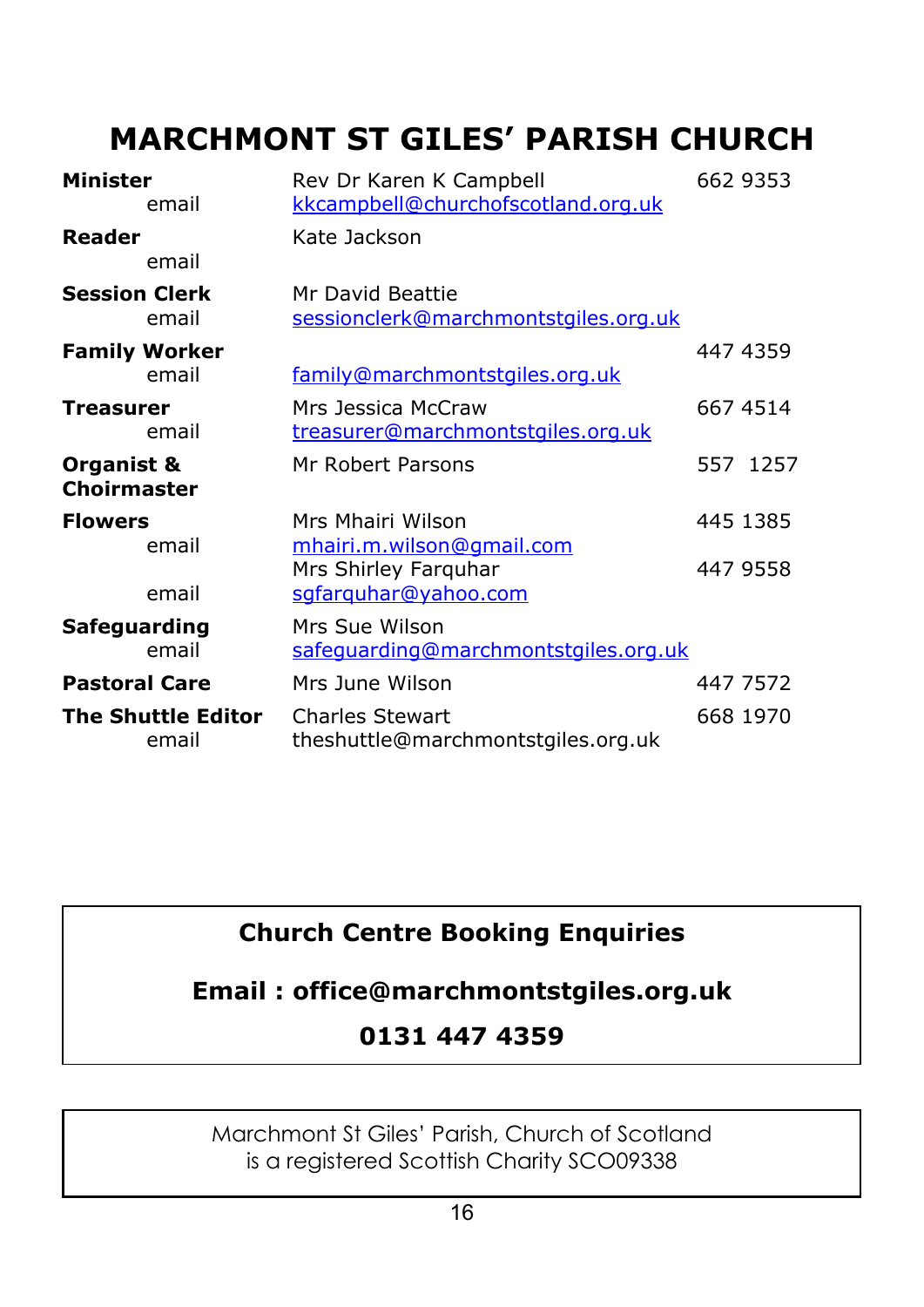# MARCHMONT ST GILES' PARISH CHURCH

| | | |
|---|---|---|
| **Minister** | Rev Dr Karen K Campbell | 662 9353 |
| email | kkcampbell@churchofscotland.org.uk | |
| **Reader** | Kate Jackson | |
| email | | |
| **Session Clerk** | Mr David Beattie | |
| email | sessionclerk@marchmontstgiles.org.uk | |
| **Family Worker** | | 447 4359 |
| email | family@marchmontstgiles.org.uk | |
| **Treasurer** | Mrs Jessica McCraw | 667 4514 |
| email | treasurer@marchmontstgiles.org.uk | |
| **Organist & Choirmaster** | Mr Robert Parsons | 557 1257 |
| **Flowers** | Mrs Mhairi Wilson | 445 1385 |
| email | mhairi.m.wilson@gmail.com | |
| | Mrs Shirley Farquhar | 447 9558 |
| email | sgfarquhar@yahoo.com | |
| **Safeguarding** | Mrs Sue Wilson | |
| email | safeguarding@marchmontstgiles.org.uk | |
| **Pastoral Care** | Mrs June Wilson | 447 7572 |
| **The Shuttle Editor** | Charles Stewart | 668 1970 |
| email | theshuttle@marchmontstgiles.org.uk | |

**Church Centre Booking Enquiries**

**Email : office@marchmontstgiles.org.uk**

**0131 447 4359**

Marchmont St Giles' Parish, Church of Scotland
is a registered Scottish Charity SCO09338